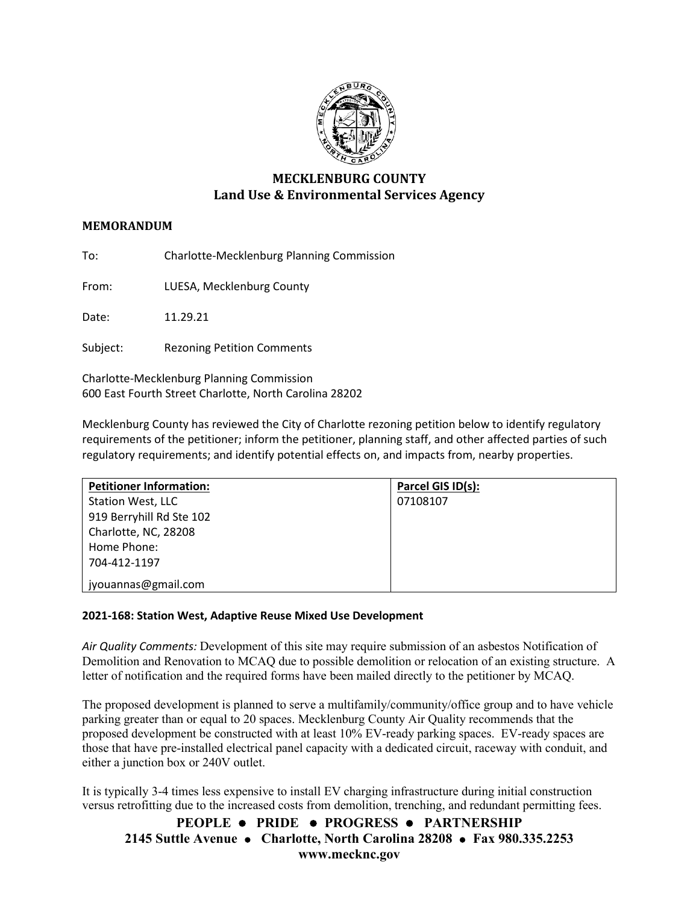# MECKLENBURG COUNTY
## Land Use & Environmental Services Agency

**MEMORANDUM**

To: Charlotte-Mecklenburg Planning Commission

From: LUESA, Mecklenburg County

Date: 11.29.21

Subject: Rezoning Petition Comments

Charlotte-Mecklenburg Planning Commission
600 East Fourth Street Charlotte, North Carolina 28202

Mecklenburg County has reviewed the City of Charlotte rezoning petition below to identify regulatory requirements of the petitioner; inform the petitioner, planning staff, and other affected parties of such regulatory requirements; and identify potential effects on, and impacts from, nearby properties.

| Petitioner Information: | Parcel GIS ID(s): |
|---|---|
| Station West, LLC<br>919 Berryhill Rd Ste 102<br>Charlotte, NC, 28208<br>Home Phone:<br>704-412-1197<br>jyouannas@gmail.com | 07108107 |

**2021-168: Station West, Adaptive Reuse Mixed Use Development**

*Air Quality Comments:* Development of this site may require submission of an asbestos Notification of Demolition and Renovation to MCAQ due to possible demolition or relocation of an existing structure. A letter of notification and the required forms have been mailed directly to the petitioner by MCAQ.

The proposed development is planned to serve a multifamily/community/office group and to have vehicle parking greater than or equal to 20 spaces. Mecklenburg County Air Quality recommends that the proposed development be constructed with at least 10% EV-ready parking spaces. EV-ready spaces are those that have pre-installed electrical panel capacity with a dedicated circuit, raceway with conduit, and either a junction box or 240V outlet.

It is typically 3-4 times less expensive to install EV charging infrastructure during initial construction versus retrofitting due to the increased costs from demolition, trenching, and redundant permitting fees.

**PEOPLE • PRIDE • PROGRESS • PARTNERSHIP**
**2145 Suttle Avenue • Charlotte, North Carolina 28208 • Fax 980.335.2253**
**www.mecknc.gov**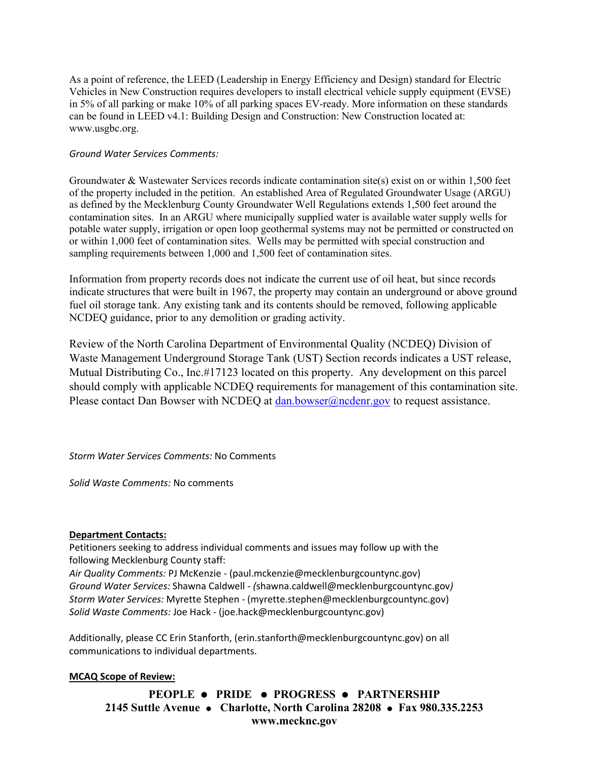As a point of reference, the LEED (Leadership in Energy Efficiency and Design) standard for Electric Vehicles in New Construction requires developers to install electrical vehicle supply equipment (EVSE) in 5% of all parking or make 10% of all parking spaces EV-ready. More information on these standards can be found in LEED v4.1: Building Design and Construction: New Construction located at: www.usgbc.org.

*Ground Water Services Comments:*

Groundwater & Wastewater Services records indicate contamination site(s) exist on or within 1,500 feet of the property included in the petition. An established Area of Regulated Groundwater Usage (ARGU) as defined by the Mecklenburg County Groundwater Well Regulations extends 1,500 feet around the contamination sites. In an ARGU where municipally supplied water is available water supply wells for potable water supply, irrigation or open loop geothermal systems may not be permitted or constructed on or within 1,000 feet of contamination sites. Wells may be permitted with special construction and sampling requirements between 1,000 and 1,500 feet of contamination sites.

Information from property records does not indicate the current use of oil heat, but since records indicate structures that were built in 1967, the property may contain an underground or above ground fuel oil storage tank. Any existing tank and its contents should be removed, following applicable NCDEQ guidance, prior to any demolition or grading activity.

Review of the North Carolina Department of Environmental Quality (NCDEQ) Division of Waste Management Underground Storage Tank (UST) Section records indicates a UST release, Mutual Distributing Co., Inc.#17123 located on this property. Any development on this parcel should comply with applicable NCDEQ requirements for management of this contamination site. Please contact Dan Bowser with NCDEQ at dan.bowser@ncdenr.gov to request assistance.

*Storm Water Services Comments:* No Comments

*Solid Waste Comments:* No comments

**Department Contacts:**

Petitioners seeking to address individual comments and issues may follow up with the following Mecklenburg County staff:
*Air Quality Comments:* PJ McKenzie - (paul.mckenzie@mecklenburgcountync.gov)
*Ground Water Services:* Shawna Caldwell - *(*shawna.caldwell@mecklenburgcountync.gov*)*
*Storm Water Services:* Myrette Stephen - (myrette.stephen@mecklenburgcountync.gov)
*Solid Waste Comments:* Joe Hack - (joe.hack@mecklenburgcountync.gov)

Additionally, please CC Erin Stanforth, (erin.stanforth@mecklenburgcountync.gov) on all communications to individual departments.

**MCAQ Scope of Review:**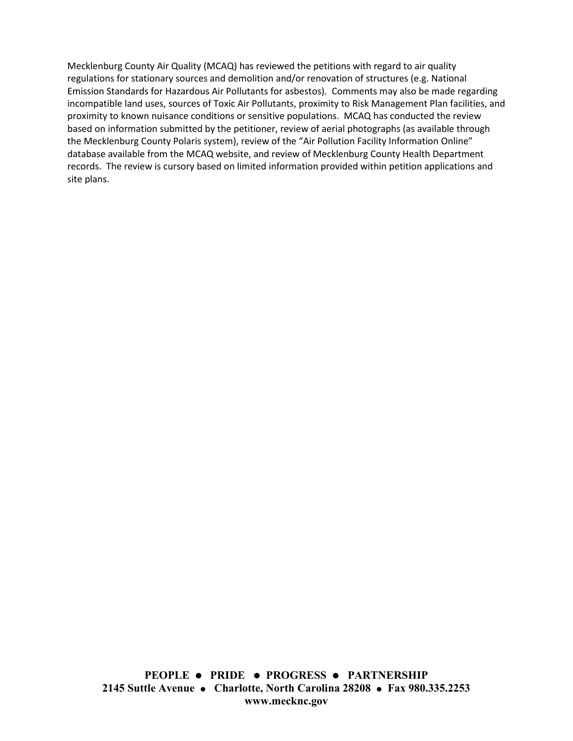Mecklenburg County Air Quality (MCAQ) has reviewed the petitions with regard to air quality regulations for stationary sources and demolition and/or renovation of structures (e.g. National Emission Standards for Hazardous Air Pollutants for asbestos). Comments may also be made regarding incompatible land uses, sources of Toxic Air Pollutants, proximity to Risk Management Plan facilities, and proximity to known nuisance conditions or sensitive populations. MCAQ has conducted the review based on information submitted by the petitioner, review of aerial photographs (as available through the Mecklenburg County Polaris system), review of the "Air Pollution Facility Information Online" database available from the MCAQ website, and review of Mecklenburg County Health Department records. The review is cursory based on limited information provided within petition applications and site plans.